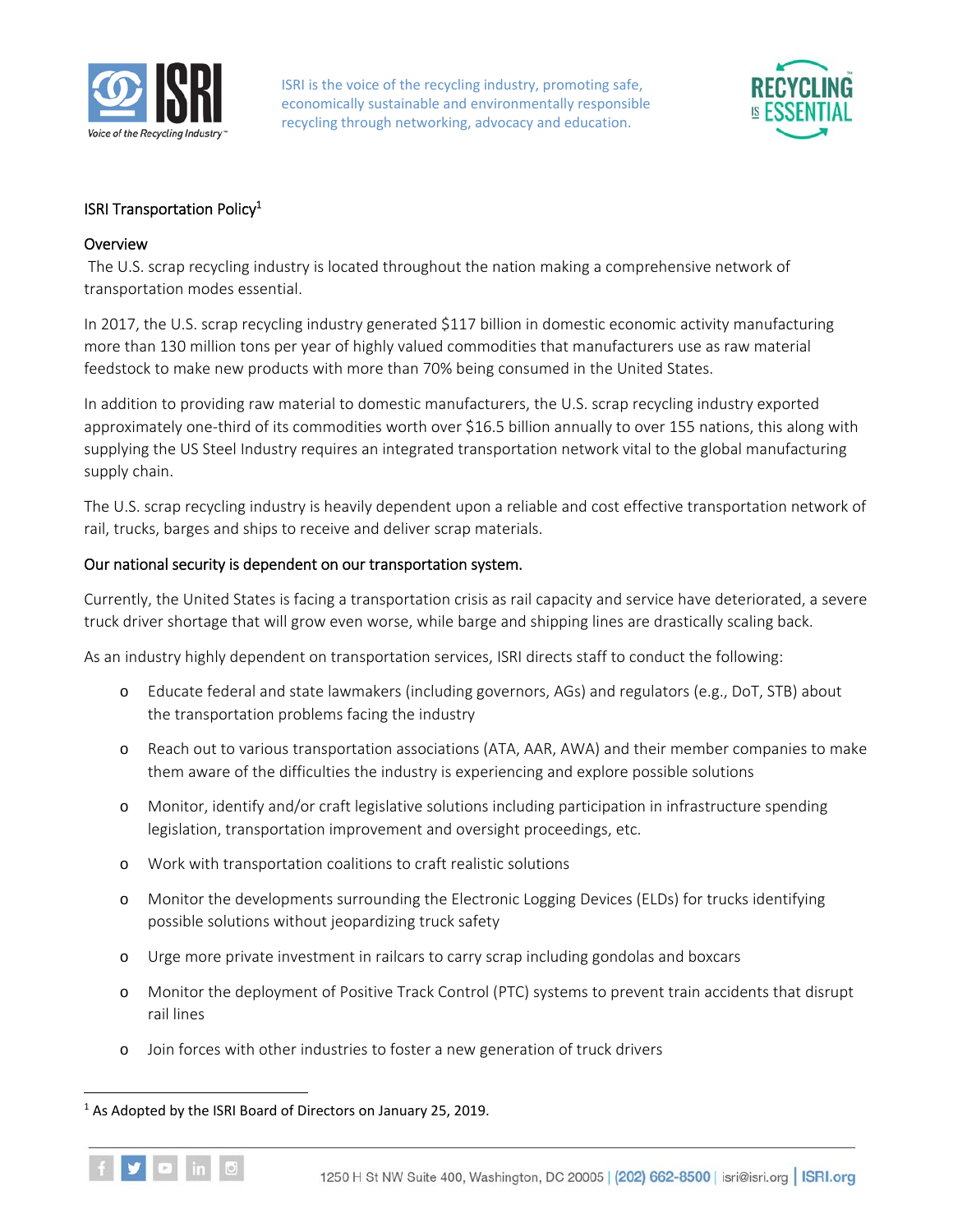ISRI is the voice of the recycling industry, promoting safe, economically sustainable and environmentally responsible recycling through networking, advocacy and education.

# ISRI Transportation Policy[1]

## Overview

The U.S. scrap recycling industry is located throughout the nation making a comprehensive network of transportation modes essential.

In 2017, the U.S. scrap recycling industry generated $117 billion in domestic economic activity manufacturing more than 130 million tons per year of highly valued commodities that manufacturers use as raw material feedstock to make new products with more than 70% being consumed in the United States.

In addition to providing raw material to domestic manufacturers, the U.S. scrap recycling industry exported approximately one-third of its commodities worth over $16.5 billion annually to over 155 nations, this along with supplying the US Steel Industry requires an integrated transportation network vital to the global manufacturing supply chain.

The U.S. scrap recycling industry is heavily dependent upon a reliable and cost effective transportation network of rail, trucks, barges and ships to receive and deliver scrap materials.

## Our national security is dependent on our transportation system.

Currently, the United States is facing a transportation crisis as rail capacity and service have deteriorated, a severe truck driver shortage that will grow even worse, while barge and shipping lines are drastically scaling back.

As an industry highly dependent on transportation services, ISRI directs staff to conduct the following:

- Educate federal and state lawmakers (including governors, AGs) and regulators (e.g., DoT, STB) about the transportation problems facing the industry
- Reach out to various transportation associations (ATA, AAR, AWA) and their member companies to make them aware of the difficulties the industry is experiencing and explore possible solutions
- Monitor, identify and/or craft legislative solutions including participation in infrastructure spending legislation, transportation improvement and oversight proceedings, etc.
- Work with transportation coalitions to craft realistic solutions
- Monitor the developments surrounding the Electronic Logging Devices (ELDs) for trucks identifying possible solutions without jeopardizing truck safety
- Urge more private investment in railcars to carry scrap including gondolas and boxcars
- Monitor the deployment of Positive Track Control (PTC) systems to prevent train accidents that disrupt rail lines
- Join forces with other industries to foster a new generation of truck drivers

[1] As Adopted by the ISRI Board of Directors on January 25, 2019.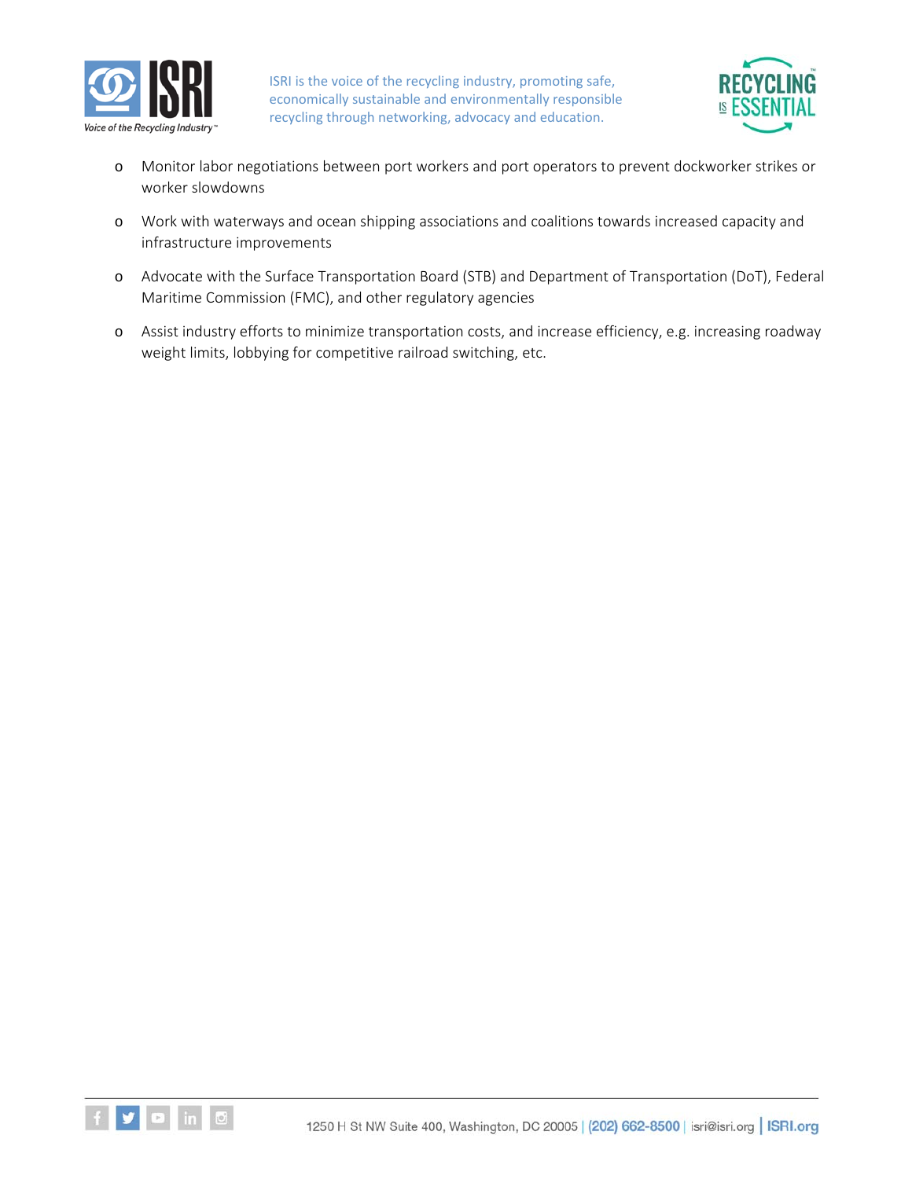- Monitor labor negotiations between port workers and port operators to prevent dockworker strikes or worker slowdowns
- Work with waterways and ocean shipping associations and coalitions towards increased capacity and infrastructure improvements
- Advocate with the Surface Transportation Board (STB) and Department of Transportation (DoT), Federal Maritime Commission (FMC), and other regulatory agencies
- Assist industry efforts to minimize transportation costs, and increase efficiency, e.g. increasing roadway weight limits, lobbying for competitive railroad switching, etc.